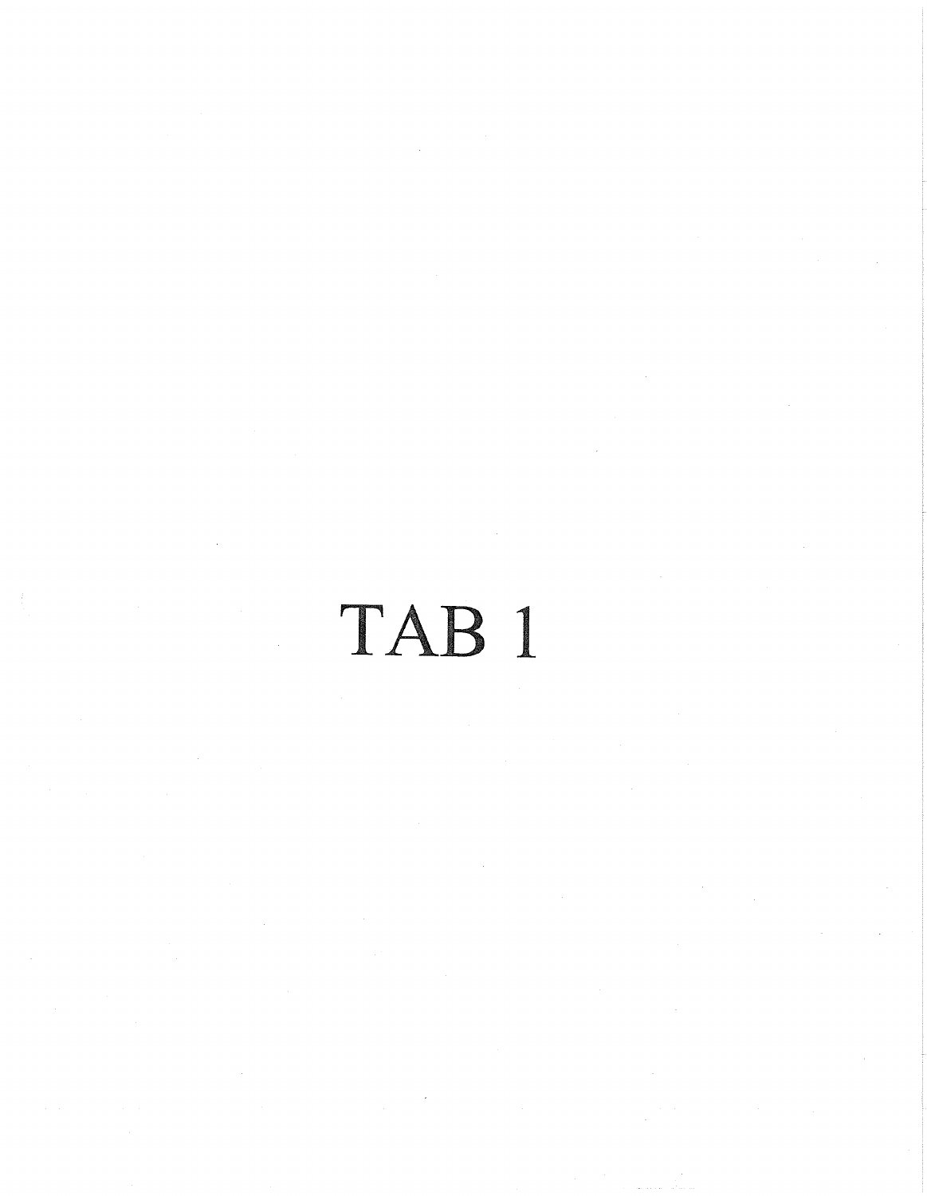# TAB 1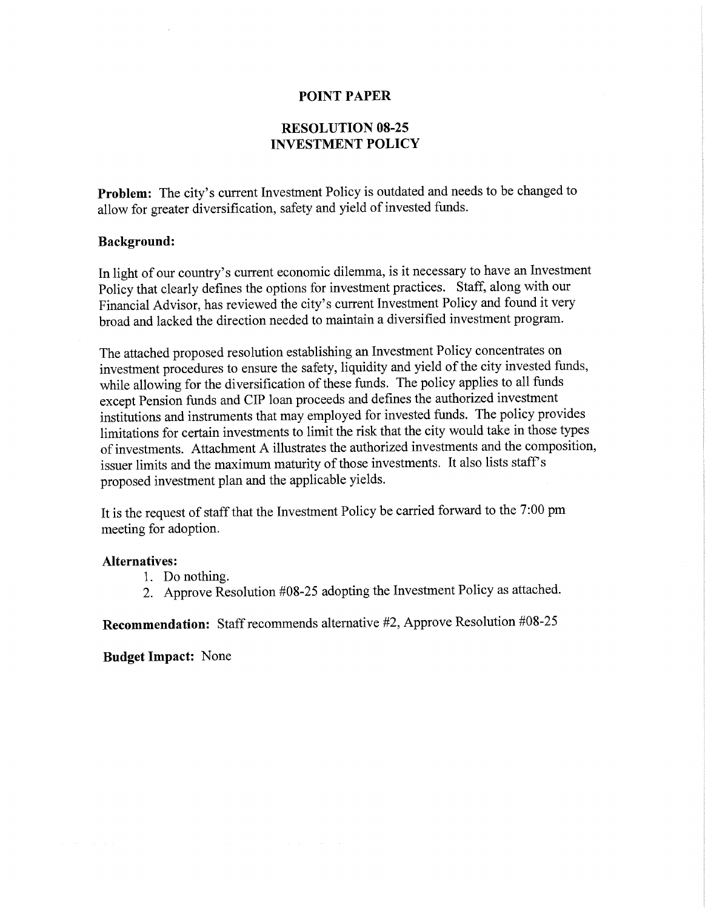# POINT PAPER

## RESOLUTION 08-25
## INVESTMENT POLICY

**Problem:** The city's current Investment Policy is outdated and needs to be changed to allow for greater diversification, safety and yield of invested funds.

**Background:**

In light of our country's current economic dilemma, is it necessary to have an Investment Policy that clearly defines the options for investment practices. Staff, along with our Financial Advisor, has reviewed the city's current Investment Policy and found it very broad and lacked the direction needed to maintain a diversified investment program.

The attached proposed resolution establishing an Investment Policy concentrates on investment procedures to ensure the safety, liquidity and yield of the city invested funds, while allowing for the diversification of these funds. The policy applies to all funds except Pension funds and CIP loan proceeds and defines the authorized investment institutions and instruments that may employed for invested funds. The policy provides limitations for certain investments to limit the risk that the city would take in those types of investments. Attachment A illustrates the authorized investments and the composition, issuer limits and the maximum maturity of those investments. It also lists staff's proposed investment plan and the applicable yields.

It is the request of staff that the Investment Policy be carried forward to the 7:00 pm meeting for adoption.

**Alternatives:**

1. Do nothing.
2. Approve Resolution #08-25 adopting the Investment Policy as attached.

**Recommendation:** Staff recommends alternative #2, Approve Resolution #08-25

**Budget Impact:** None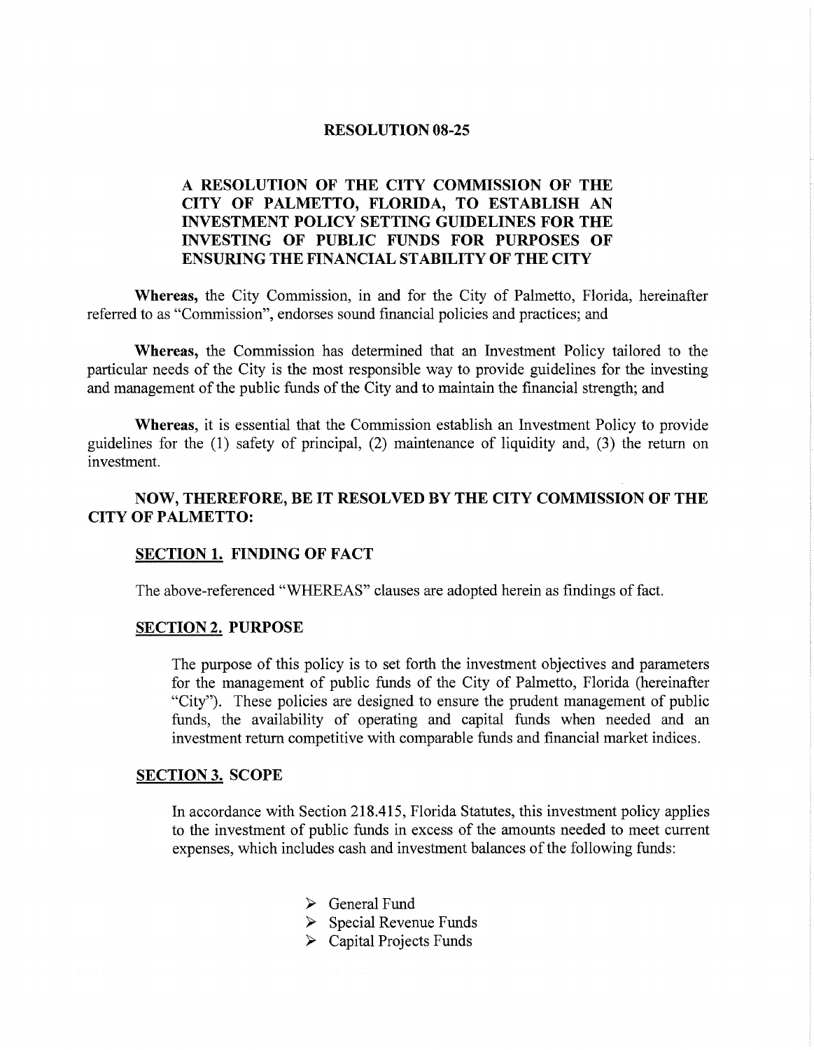# RESOLUTION 08-25

## A RESOLUTION OF THE CITY COMMISSION OF THE CITY OF PALMETTO, FLORIDA, TO ESTABLISH AN INVESTMENT POLICY SETTING GUIDELINES FOR THE INVESTING OF PUBLIC FUNDS FOR PURPOSES OF ENSURING THE FINANCIAL STABILITY OF THE CITY

**Whereas,** the City Commission, in and for the City of Palmetto, Florida, hereinafter referred to as "Commission", endorses sound financial policies and practices; and

**Whereas,** the Commission has determined that an Investment Policy tailored to the particular needs of the City is the most responsible way to provide guidelines for the investing and management of the public funds of the City and to maintain the financial strength; and

**Whereas,** it is essential that the Commission establish an Investment Policy to provide guidelines for the (1) safety of principal, (2) maintenance of liquidity and, (3) the return on investment.

**NOW, THEREFORE, BE IT RESOLVED BY THE CITY COMMISSION OF THE CITY OF PALMETTO:**

### SECTION 1. FINDING OF FACT

The above-referenced "WHEREAS" clauses are adopted herein as findings of fact.

### SECTION 2. PURPOSE

The purpose of this policy is to set forth the investment objectives and parameters for the management of public funds of the City of Palmetto, Florida (hereinafter "City"). These policies are designed to ensure the prudent management of public funds, the availability of operating and capital funds when needed and an investment return competitive with comparable funds and financial market indices.

### SECTION 3. SCOPE

In accordance with Section 218.415, Florida Statutes, this investment policy applies to the investment of public funds in excess of the amounts needed to meet current expenses, which includes cash and investment balances of the following funds:

- General Fund
- Special Revenue Funds
- Capital Projects Funds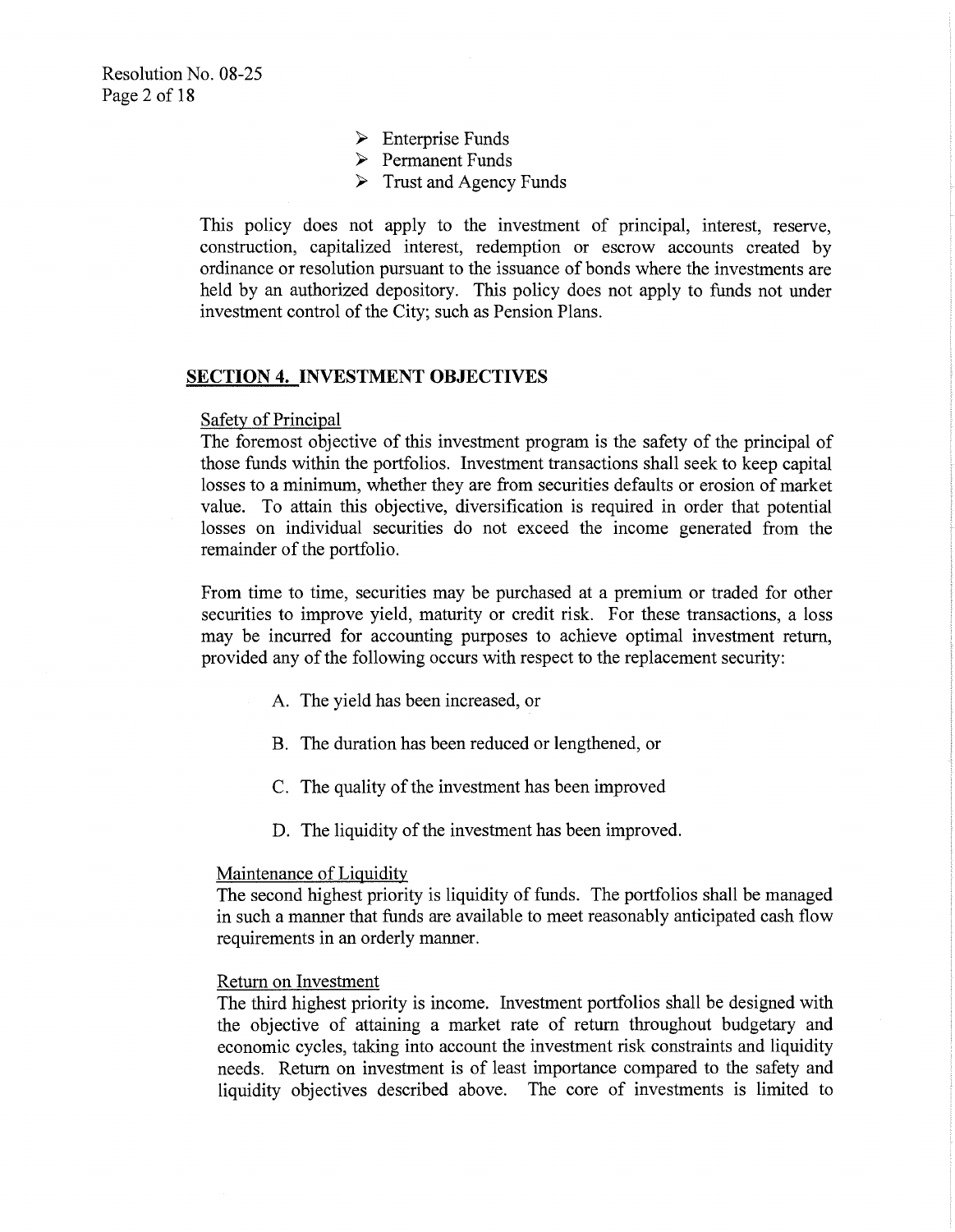- Enterprise Funds
- Permanent Funds
- Trust and Agency Funds

This policy does not apply to the investment of principal, interest, reserve, construction, capitalized interest, redemption or escrow accounts created by ordinance or resolution pursuant to the issuance of bonds where the investments are held by an authorized depository. This policy does not apply to funds not under investment control of the City; such as Pension Plans.

## SECTION 4. INVESTMENT OBJECTIVES

Safety of Principal

The foremost objective of this investment program is the safety of the principal of those funds within the portfolios. Investment transactions shall seek to keep capital losses to a minimum, whether they are from securities defaults or erosion of market value. To attain this objective, diversification is required in order that potential losses on individual securities do not exceed the income generated from the remainder of the portfolio.

From time to time, securities may be purchased at a premium or traded for other securities to improve yield, maturity or credit risk. For these transactions, a loss may be incurred for accounting purposes to achieve optimal investment return, provided any of the following occurs with respect to the replacement security:

A. The yield has been increased, or

B. The duration has been reduced or lengthened, or

C. The quality of the investment has been improved

D. The liquidity of the investment has been improved.

Maintenance of Liquidity

The second highest priority is liquidity of funds. The portfolios shall be managed in such a manner that funds are available to meet reasonably anticipated cash flow requirements in an orderly manner.

Return on Investment

The third highest priority is income. Investment portfolios shall be designed with the objective of attaining a market rate of return throughout budgetary and economic cycles, taking into account the investment risk constraints and liquidity needs. Return on investment is of least importance compared to the safety and liquidity objectives described above. The core of investments is limited to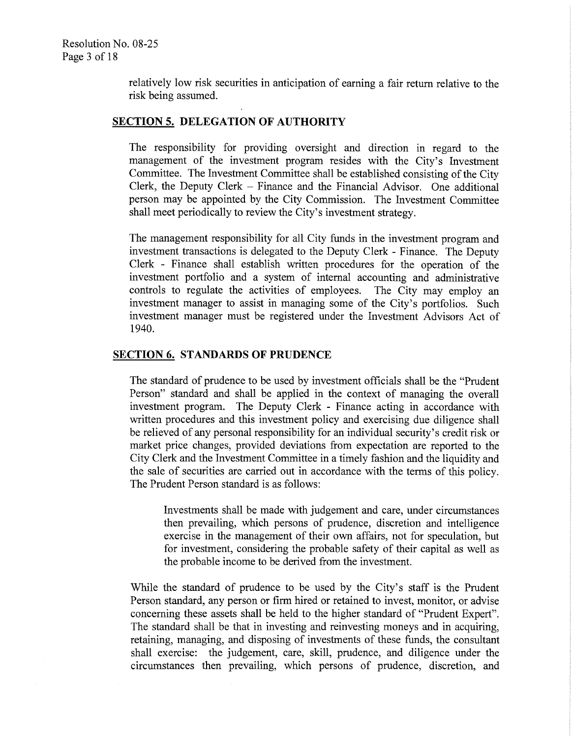relatively low risk securities in anticipation of earning a fair return relative to the risk being assumed.

## SECTION 5. DELEGATION OF AUTHORITY

The responsibility for providing oversight and direction in regard to the management of the investment program resides with the City's Investment Committee. The Investment Committee shall be established consisting of the City Clerk, the Deputy Clerk – Finance and the Financial Advisor. One additional person may be appointed by the City Commission. The Investment Committee shall meet periodically to review the City's investment strategy.

The management responsibility for all City funds in the investment program and investment transactions is delegated to the Deputy Clerk - Finance. The Deputy Clerk - Finance shall establish written procedures for the operation of the investment portfolio and a system of internal accounting and administrative controls to regulate the activities of employees. The City may employ an investment manager to assist in managing some of the City's portfolios. Such investment manager must be registered under the Investment Advisors Act of 1940.

## SECTION 6. STANDARDS OF PRUDENCE

The standard of prudence to be used by investment officials shall be the "Prudent Person" standard and shall be applied in the context of managing the overall investment program. The Deputy Clerk - Finance acting in accordance with written procedures and this investment policy and exercising due diligence shall be relieved of any personal responsibility for an individual security's credit risk or market price changes, provided deviations from expectation are reported to the City Clerk and the Investment Committee in a timely fashion and the liquidity and the sale of securities are carried out in accordance with the terms of this policy. The Prudent Person standard is as follows:

> Investments shall be made with judgement and care, under circumstances then prevailing, which persons of prudence, discretion and intelligence exercise in the management of their own affairs, not for speculation, but for investment, considering the probable safety of their capital as well as the probable income to be derived from the investment.

While the standard of prudence to be used by the City's staff is the Prudent Person standard, any person or firm hired or retained to invest, monitor, or advise concerning these assets shall be held to the higher standard of "Prudent Expert". The standard shall be that in investing and reinvesting moneys and in acquiring, retaining, managing, and disposing of investments of these funds, the consultant shall exercise: the judgement, care, skill, prudence, and diligence under the circumstances then prevailing, which persons of prudence, discretion, and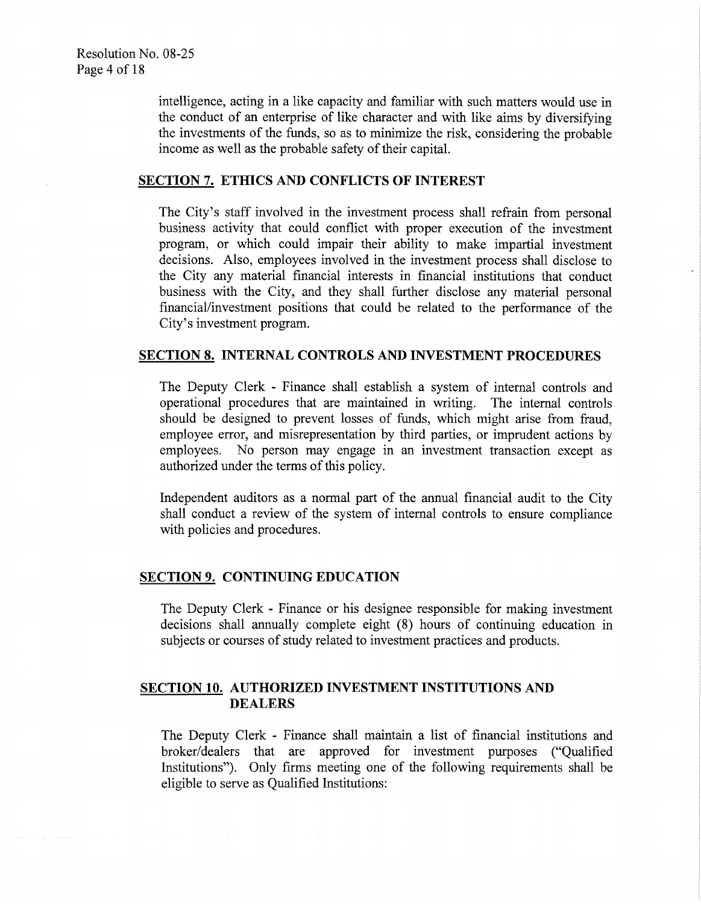intelligence, acting in a like capacity and familiar with such matters would use in the conduct of an enterprise of like character and with like aims by diversifying the investments of the funds, so as to minimize the risk, considering the probable income as well as the probable safety of their capital.

## SECTION 7. ETHICS AND CONFLICTS OF INTEREST

The City's staff involved in the investment process shall refrain from personal business activity that could conflict with proper execution of the investment program, or which could impair their ability to make impartial investment decisions. Also, employees involved in the investment process shall disclose to the City any material financial interests in financial institutions that conduct business with the City, and they shall further disclose any material personal financial/investment positions that could be related to the performance of the City's investment program.

## SECTION 8. INTERNAL CONTROLS AND INVESTMENT PROCEDURES

The Deputy Clerk - Finance shall establish a system of internal controls and operational procedures that are maintained in writing. The internal controls should be designed to prevent losses of funds, which might arise from fraud, employee error, and misrepresentation by third parties, or imprudent actions by employees. No person may engage in an investment transaction except as authorized under the terms of this policy.

Independent auditors as a normal part of the annual financial audit to the City shall conduct a review of the system of internal controls to ensure compliance with policies and procedures.

## SECTION 9. CONTINUING EDUCATION

The Deputy Clerk - Finance or his designee responsible for making investment decisions shall annually complete eight (8) hours of continuing education in subjects or courses of study related to investment practices and products.

## SECTION 10. AUTHORIZED INVESTMENT INSTITUTIONS AND DEALERS

The Deputy Clerk - Finance shall maintain a list of financial institutions and broker/dealers that are approved for investment purposes ("Qualified Institutions"). Only firms meeting one of the following requirements shall be eligible to serve as Qualified Institutions: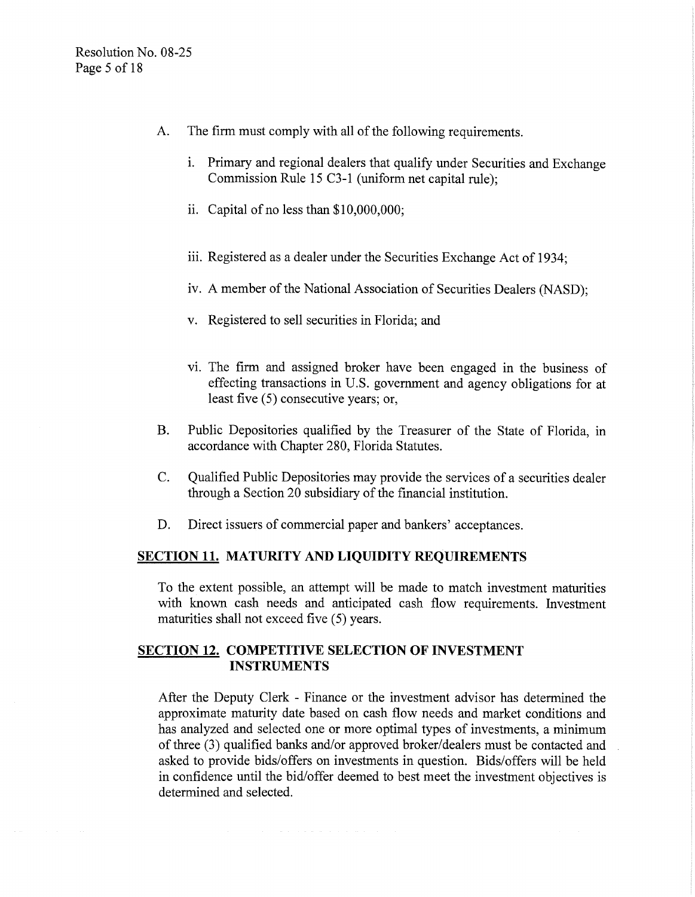A. The firm must comply with all of the following requirements.

   i. Primary and regional dealers that qualify under Securities and Exchange Commission Rule 15 C3-1 (uniform net capital rule);

   ii. Capital of no less than $10,000,000;

   iii. Registered as a dealer under the Securities Exchange Act of 1934;

   iv. A member of the National Association of Securities Dealers (NASD);

   v. Registered to sell securities in Florida; and

   vi. The firm and assigned broker have been engaged in the business of effecting transactions in U.S. government and agency obligations for at least five (5) consecutive years; or,

B. Public Depositories qualified by the Treasurer of the State of Florida, in accordance with Chapter 280, Florida Statutes.

C. Qualified Public Depositories may provide the services of a securities dealer through a Section 20 subsidiary of the financial institution.

D. Direct issuers of commercial paper and bankers' acceptances.

## SECTION 11. MATURITY AND LIQUIDITY REQUIREMENTS

To the extent possible, an attempt will be made to match investment maturities with known cash needs and anticipated cash flow requirements. Investment maturities shall not exceed five (5) years.

## SECTION 12. COMPETITIVE SELECTION OF INVESTMENT INSTRUMENTS

After the Deputy Clerk - Finance or the investment advisor has determined the approximate maturity date based on cash flow needs and market conditions and has analyzed and selected one or more optimal types of investments, a minimum of three (3) qualified banks and/or approved broker/dealers must be contacted and asked to provide bids/offers on investments in question. Bids/offers will be held in confidence until the bid/offer deemed to best meet the investment objectives is determined and selected.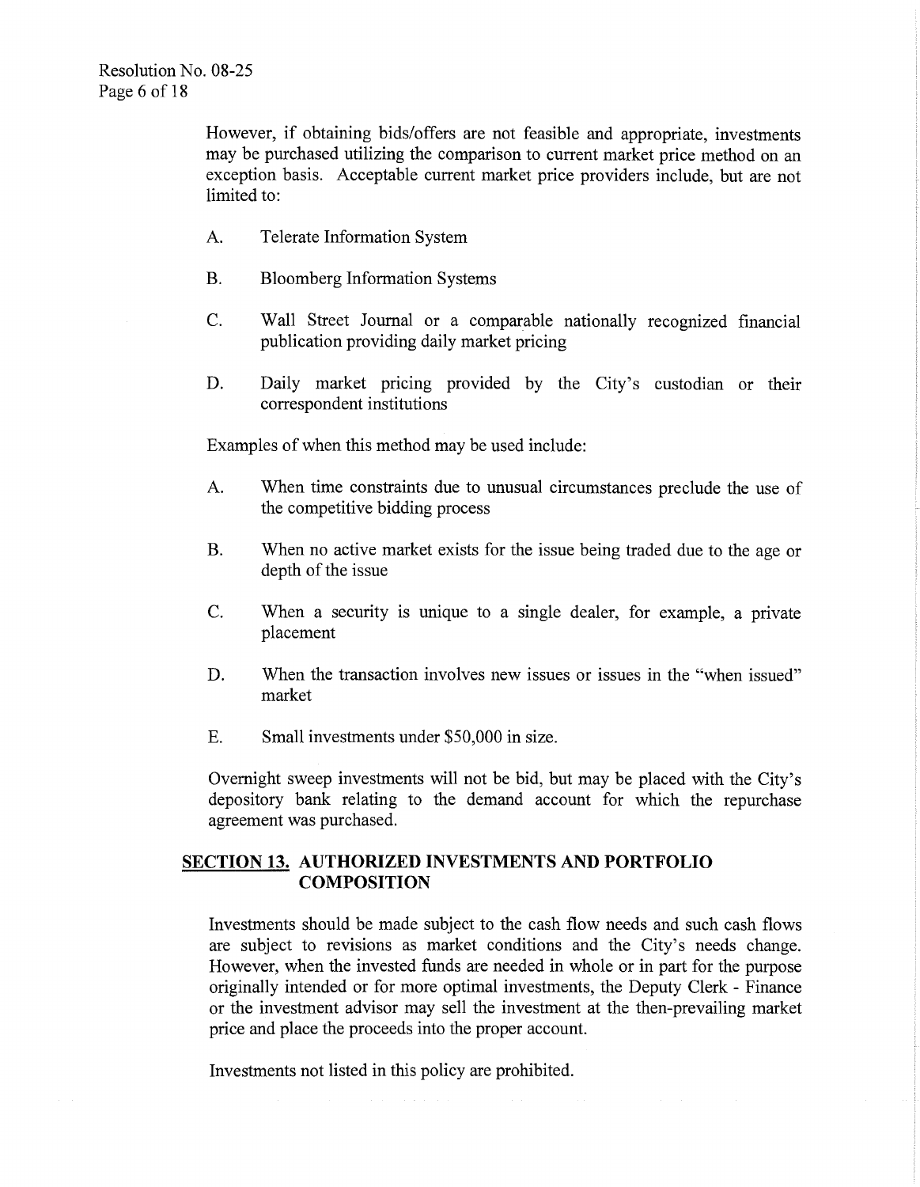However, if obtaining bids/offers are not feasible and appropriate, investments may be purchased utilizing the comparison to current market price method on an exception basis. Acceptable current market price providers include, but are not limited to:

A. Telerate Information System

B. Bloomberg Information Systems

C. Wall Street Journal or a comparable nationally recognized financial publication providing daily market pricing

D. Daily market pricing provided by the City's custodian or their correspondent institutions

Examples of when this method may be used include:

A. When time constraints due to unusual circumstances preclude the use of the competitive bidding process

B. When no active market exists for the issue being traded due to the age or depth of the issue

C. When a security is unique to a single dealer, for example, a private placement

D. When the transaction involves new issues or issues in the "when issued" market

E. Small investments under $50,000 in size.

Overnight sweep investments will not be bid, but may be placed with the City's depository bank relating to the demand account for which the repurchase agreement was purchased.

## SECTION 13. AUTHORIZED INVESTMENTS AND PORTFOLIO COMPOSITION

Investments should be made subject to the cash flow needs and such cash flows are subject to revisions as market conditions and the City's needs change. However, when the invested funds are needed in whole or in part for the purpose originally intended or for more optimal investments, the Deputy Clerk - Finance or the investment advisor may sell the investment at the then-prevailing market price and place the proceeds into the proper account.

Investments not listed in this policy are prohibited.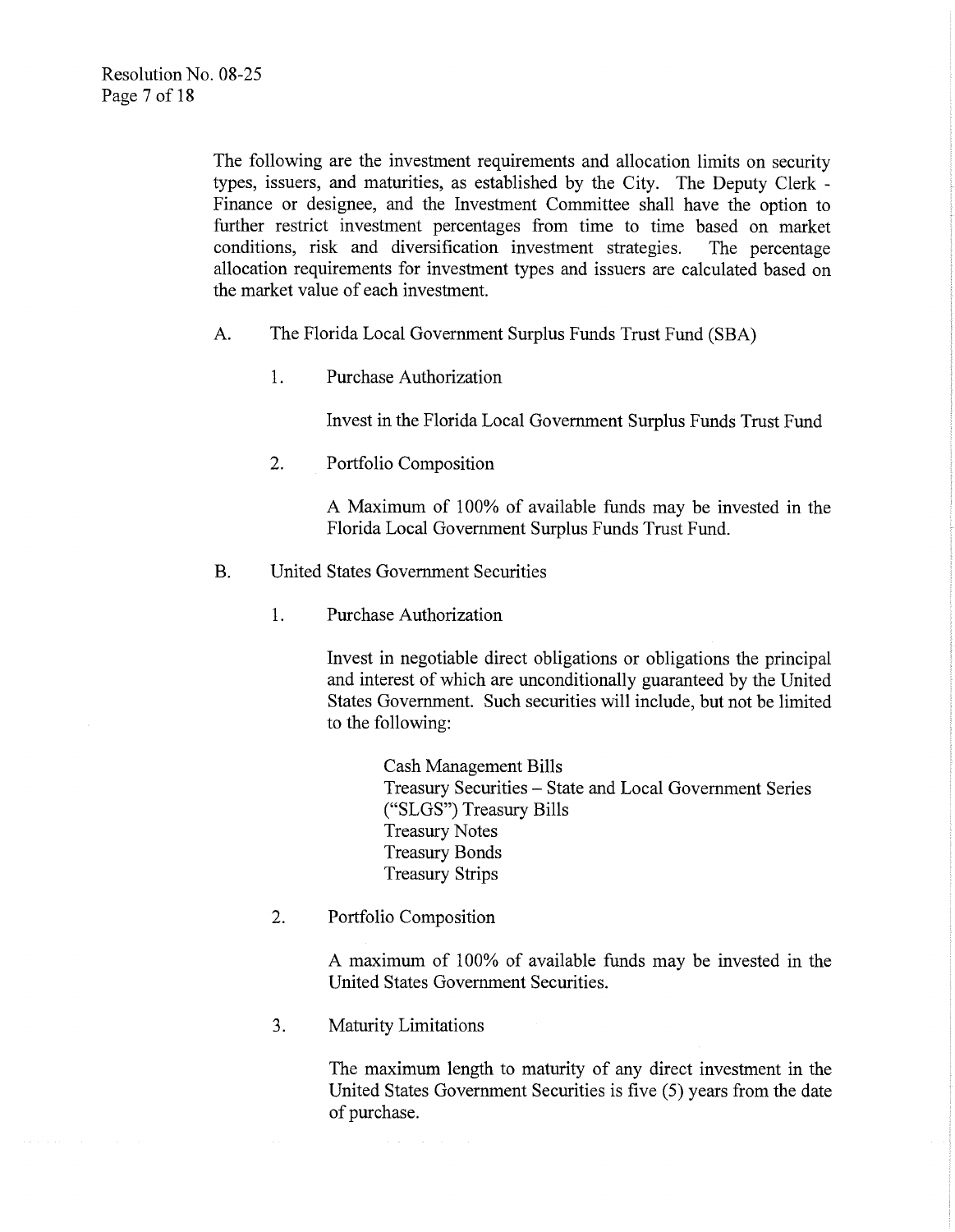The following are the investment requirements and allocation limits on security types, issuers, and maturities, as established by the City. The Deputy Clerk - Finance or designee, and the Investment Committee shall have the option to further restrict investment percentages from time to time based on market conditions, risk and diversification investment strategies. The percentage allocation requirements for investment types and issuers are calculated based on the market value of each investment.

A. The Florida Local Government Surplus Funds Trust Fund (SBA)

1. Purchase Authorization

   Invest in the Florida Local Government Surplus Funds Trust Fund

2. Portfolio Composition

   A Maximum of 100% of available funds may be invested in the Florida Local Government Surplus Funds Trust Fund.

B. United States Government Securities

1. Purchase Authorization

   Invest in negotiable direct obligations or obligations the principal and interest of which are unconditionally guaranteed by the United States Government. Such securities will include, but not be limited to the following:

   Cash Management Bills
   Treasury Securities – State and Local Government Series ("SLGS") Treasury Bills
   Treasury Notes
   Treasury Bonds
   Treasury Strips

2. Portfolio Composition

   A maximum of 100% of available funds may be invested in the United States Government Securities.

3. Maturity Limitations

   The maximum length to maturity of any direct investment in the United States Government Securities is five (5) years from the date of purchase.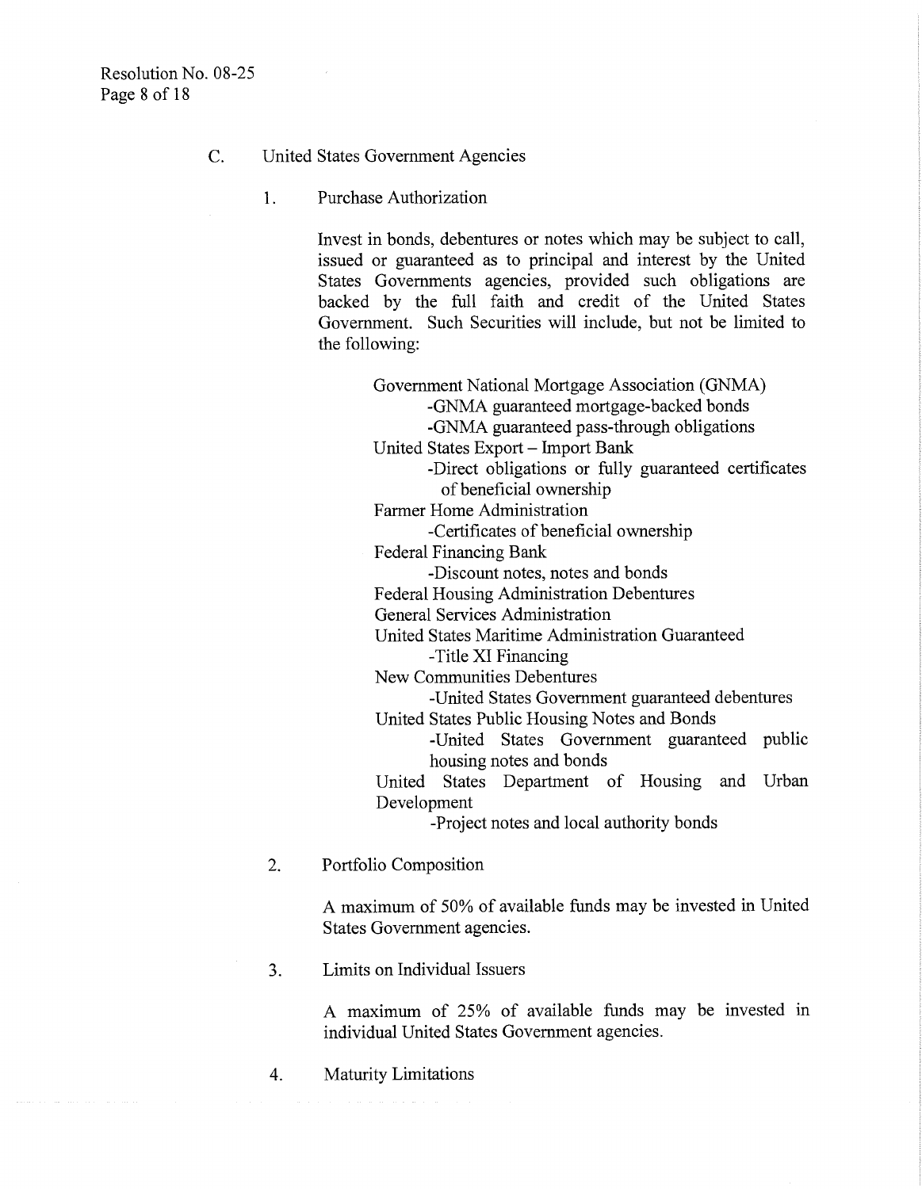C. United States Government Agencies

1. Purchase Authorization

   Invest in bonds, debentures or notes which may be subject to call, issued or guaranteed as to principal and interest by the United States Governments agencies, provided such obligations are backed by the full faith and credit of the United States Government. Such Securities will include, but not be limited to the following:

   Government National Mortgage Association (GNMA)
   - GNMA guaranteed mortgage-backed bonds
   - GNMA guaranteed pass-through obligations

   United States Export – Import Bank
   - Direct obligations or fully guaranteed certificates of beneficial ownership

   Farmer Home Administration
   - Certificates of beneficial ownership

   Federal Financing Bank
   - Discount notes, notes and bonds

   Federal Housing Administration Debentures

   General Services Administration

   United States Maritime Administration Guaranteed
   - Title XI Financing

   New Communities Debentures
   - United States Government guaranteed debentures

   United States Public Housing Notes and Bonds
   - United States Government guaranteed public housing notes and bonds

   United States Department of Housing and Urban Development
   - Project notes and local authority bonds

2. Portfolio Composition

   A maximum of 50% of available funds may be invested in United States Government agencies.

3. Limits on Individual Issuers

   A maximum of 25% of available funds may be invested in individual United States Government agencies.

4. Maturity Limitations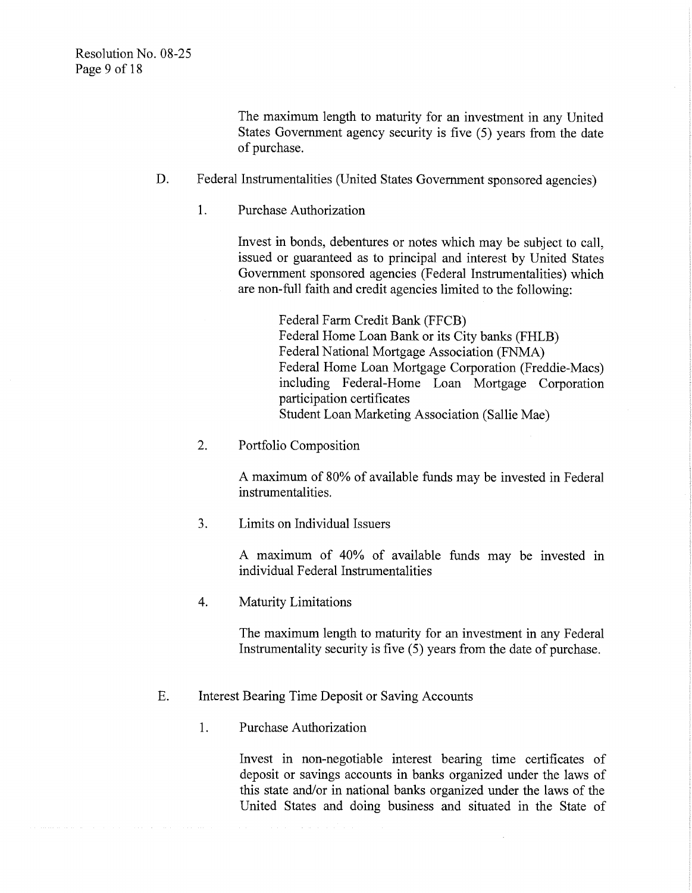The maximum length to maturity for an investment in any United States Government agency security is five (5) years from the date of purchase.

D. Federal Instrumentalities (United States Government sponsored agencies)

1. Purchase Authorization

   Invest in bonds, debentures or notes which may be subject to call, issued or guaranteed as to principal and interest by United States Government sponsored agencies (Federal Instrumentalities) which are non-full faith and credit agencies limited to the following:

   Federal Farm Credit Bank (FFCB)
   Federal Home Loan Bank or its City banks (FHLB)
   Federal National Mortgage Association (FNMA)
   Federal Home Loan Mortgage Corporation (Freddie-Macs) including Federal-Home Loan Mortgage Corporation participation certificates
   Student Loan Marketing Association (Sallie Mae)

2. Portfolio Composition

   A maximum of 80% of available funds may be invested in Federal instrumentalities.

3. Limits on Individual Issuers

   A maximum of 40% of available funds may be invested in individual Federal Instrumentalities

4. Maturity Limitations

   The maximum length to maturity for an investment in any Federal Instrumentality security is five (5) years from the date of purchase.

E. Interest Bearing Time Deposit or Saving Accounts

1. Purchase Authorization

   Invest in non-negotiable interest bearing time certificates of deposit or savings accounts in banks organized under the laws of this state and/or in national banks organized under the laws of the United States and doing business and situated in the State of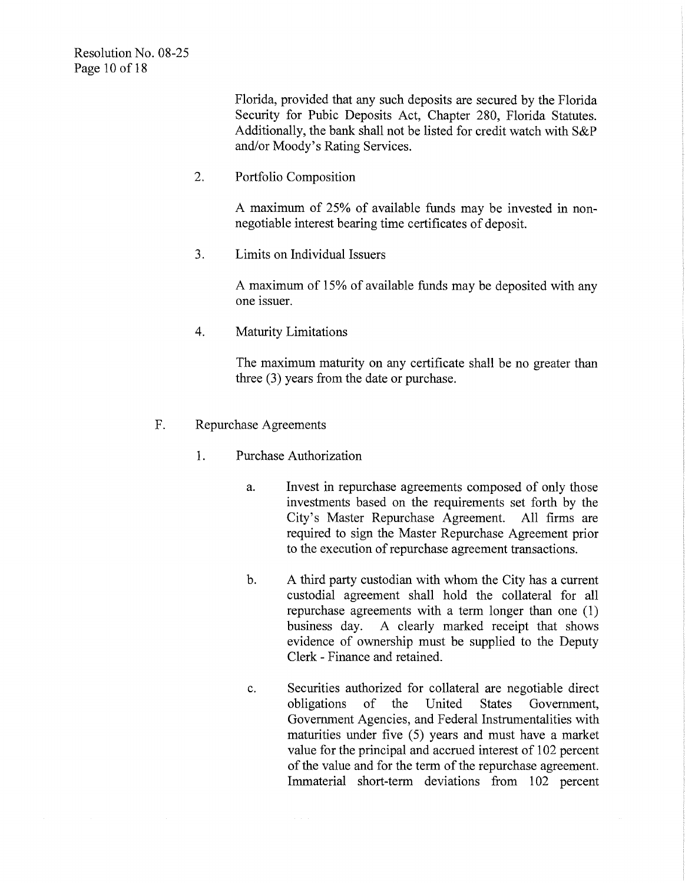Florida, provided that any such deposits are secured by the Florida Security for Pubic Deposits Act, Chapter 280, Florida Statutes. Additionally, the bank shall not be listed for credit watch with S&P and/or Moody's Rating Services.

2. Portfolio Composition

   A maximum of 25% of available funds may be invested in non-negotiable interest bearing time certificates of deposit.

3. Limits on Individual Issuers

   A maximum of 15% of available funds may be deposited with any one issuer.

4. Maturity Limitations

   The maximum maturity on any certificate shall be no greater than three (3) years from the date or purchase.

F. Repurchase Agreements

1. Purchase Authorization

   a. Invest in repurchase agreements composed of only those investments based on the requirements set forth by the City's Master Repurchase Agreement. All firms are required to sign the Master Repurchase Agreement prior to the execution of repurchase agreement transactions.

   b. A third party custodian with whom the City has a current custodial agreement shall hold the collateral for all repurchase agreements with a term longer than one (1) business day. A clearly marked receipt that shows evidence of ownership must be supplied to the Deputy Clerk - Finance and retained.

   c. Securities authorized for collateral are negotiable direct obligations of the United States Government, Government Agencies, and Federal Instrumentalities with maturities under five (5) years and must have a market value for the principal and accrued interest of 102 percent of the value and for the term of the repurchase agreement. Immaterial short-term deviations from 102 percent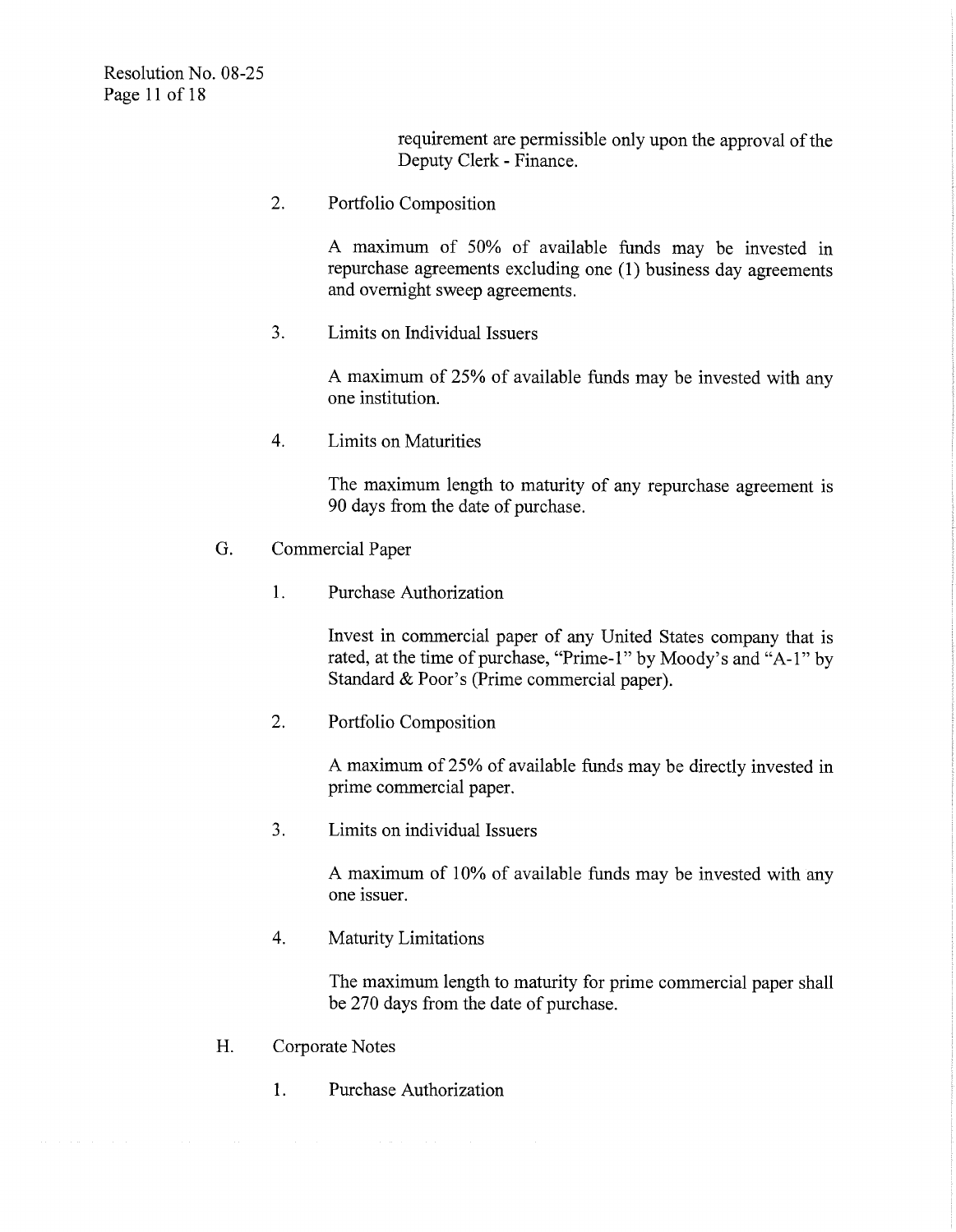requirement are permissible only upon the approval of the Deputy Clerk - Finance.

2. Portfolio Composition

   A maximum of 50% of available funds may be invested in repurchase agreements excluding one (1) business day agreements and overnight sweep agreements.

3. Limits on Individual Issuers

   A maximum of 25% of available funds may be invested with any one institution.

4. Limits on Maturities

   The maximum length to maturity of any repurchase agreement is 90 days from the date of purchase.

G. Commercial Paper

1. Purchase Authorization

   Invest in commercial paper of any United States company that is rated, at the time of purchase, "Prime-1" by Moody's and "A-1" by Standard & Poor's (Prime commercial paper).

2. Portfolio Composition

   A maximum of 25% of available funds may be directly invested in prime commercial paper.

3. Limits on individual Issuers

   A maximum of 10% of available funds may be invested with any one issuer.

4. Maturity Limitations

   The maximum length to maturity for prime commercial paper shall be 270 days from the date of purchase.

H. Corporate Notes

1. Purchase Authorization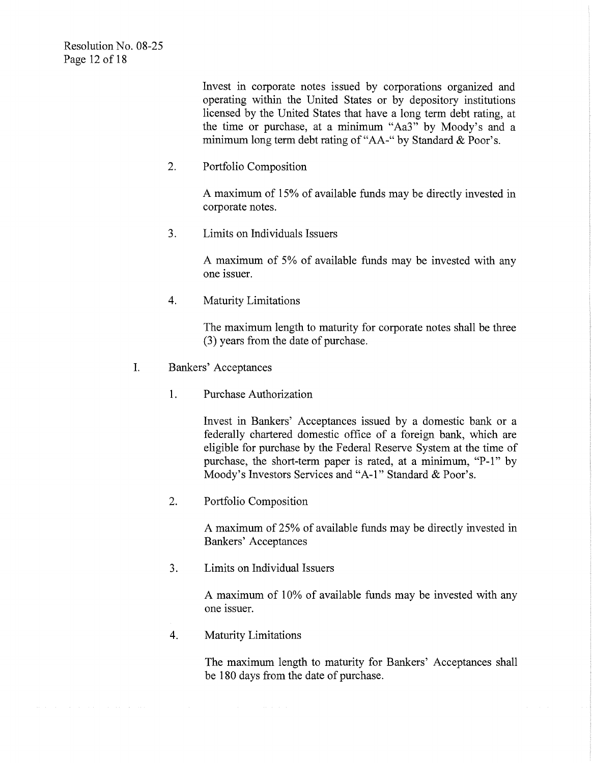Invest in corporate notes issued by corporations organized and operating within the United States or by depository institutions licensed by the United States that have a long term debt rating, at the time or purchase, at a minimum "Aa3" by Moody's and a minimum long term debt rating of "AA-" by Standard & Poor's.

2. Portfolio Composition

   A maximum of 15% of available funds may be directly invested in corporate notes.

3. Limits on Individuals Issuers

   A maximum of 5% of available funds may be invested with any one issuer.

4. Maturity Limitations

   The maximum length to maturity for corporate notes shall be three (3) years from the date of purchase.

I. Bankers' Acceptances

1. Purchase Authorization

   Invest in Bankers' Acceptances issued by a domestic bank or a federally chartered domestic office of a foreign bank, which are eligible for purchase by the Federal Reserve System at the time of purchase, the short-term paper is rated, at a minimum, "P-1" by Moody's Investors Services and "A-1" Standard & Poor's.

2. Portfolio Composition

   A maximum of 25% of available funds may be directly invested in Bankers' Acceptances

3. Limits on Individual Issuers

   A maximum of 10% of available funds may be invested with any one issuer.

4. Maturity Limitations

   The maximum length to maturity for Bankers' Acceptances shall be 180 days from the date of purchase.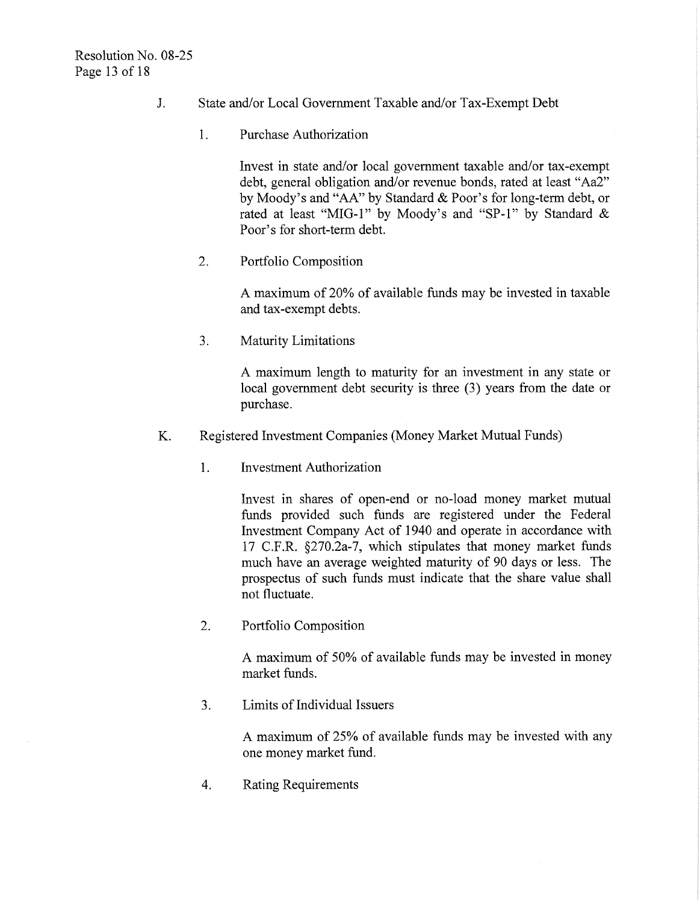J. State and/or Local Government Taxable and/or Tax-Exempt Debt

1. Purchase Authorization

   Invest in state and/or local government taxable and/or tax-exempt debt, general obligation and/or revenue bonds, rated at least "Aa2" by Moody's and "AA" by Standard & Poor's for long-term debt, or rated at least "MIG-1" by Moody's and "SP-1" by Standard & Poor's for short-term debt.

2. Portfolio Composition

   A maximum of 20% of available funds may be invested in taxable and tax-exempt debts.

3. Maturity Limitations

   A maximum length to maturity for an investment in any state or local government debt security is three (3) years from the date or purchase.

K. Registered Investment Companies (Money Market Mutual Funds)

1. Investment Authorization

   Invest in shares of open-end or no-load money market mutual funds provided such funds are registered under the Federal Investment Company Act of 1940 and operate in accordance with 17 C.F.R. §270.2a-7, which stipulates that money market funds much have an average weighted maturity of 90 days or less. The prospectus of such funds must indicate that the share value shall not fluctuate.

2. Portfolio Composition

   A maximum of 50% of available funds may be invested in money market funds.

3. Limits of Individual Issuers

   A maximum of 25% of available funds may be invested with any one money market fund.

4. Rating Requirements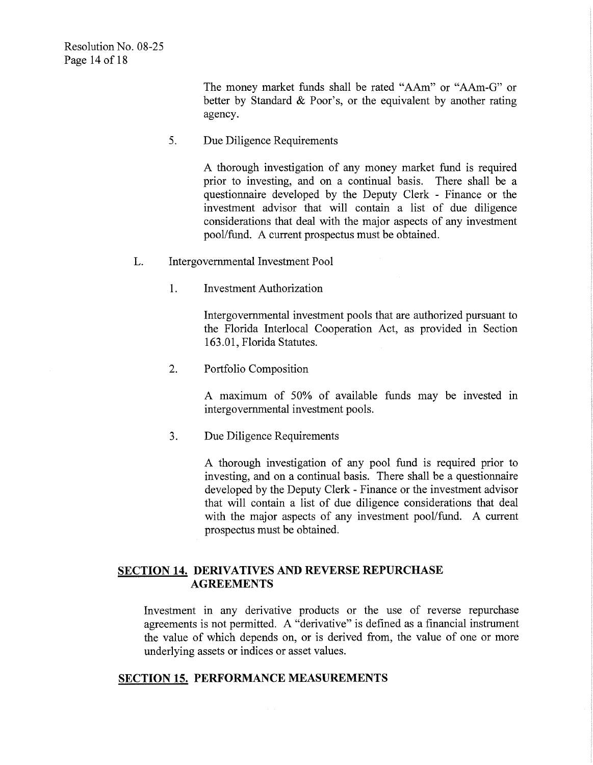The money market funds shall be rated "AAm" or "AAm-G" or better by Standard & Poor's, or the equivalent by another rating agency.

5. Due Diligence Requirements

A thorough investigation of any money market fund is required prior to investing, and on a continual basis. There shall be a questionnaire developed by the Deputy Clerk - Finance or the investment advisor that will contain a list of due diligence considerations that deal with the major aspects of any investment pool/fund. A current prospectus must be obtained.

L. Intergovernmental Investment Pool

1. Investment Authorization

Intergovernmental investment pools that are authorized pursuant to the Florida Interlocal Cooperation Act, as provided in Section 163.01, Florida Statutes.

2. Portfolio Composition

A maximum of 50% of available funds may be invested in intergovernmental investment pools.

3. Due Diligence Requirements

A thorough investigation of any pool fund is required prior to investing, and on a continual basis. There shall be a questionnaire developed by the Deputy Clerk - Finance or the investment advisor that will contain a list of due diligence considerations that deal with the major aspects of any investment pool/fund. A current prospectus must be obtained.

## SECTION 14. DERIVATIVES AND REVERSE REPURCHASE AGREEMENTS

Investment in any derivative products or the use of reverse repurchase agreements is not permitted. A "derivative" is defined as a financial instrument the value of which depends on, or is derived from, the value of one or more underlying assets or indices or asset values.

## SECTION 15. PERFORMANCE MEASUREMENTS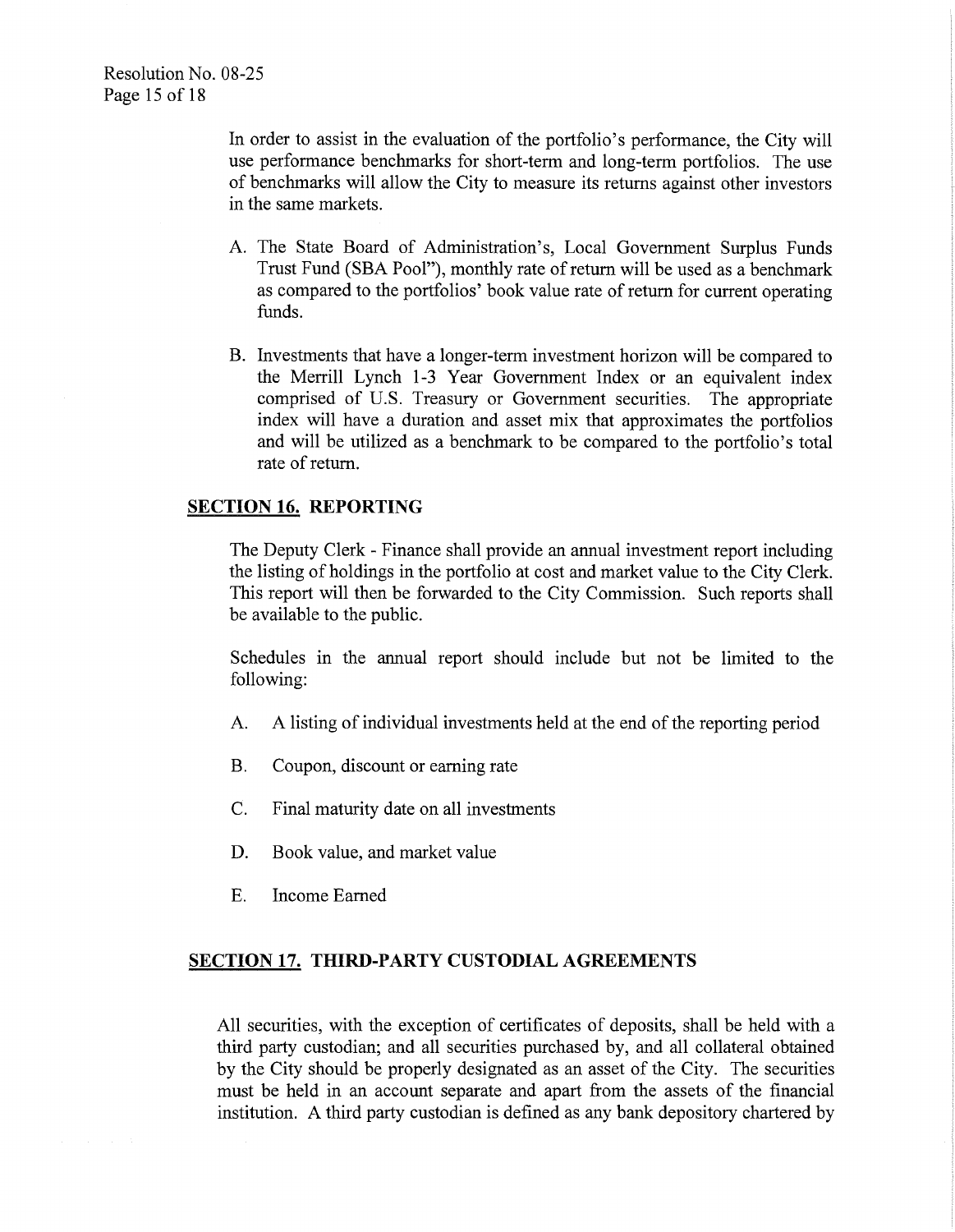In order to assist in the evaluation of the portfolio's performance, the City will use performance benchmarks for short-term and long-term portfolios. The use of benchmarks will allow the City to measure its returns against other investors in the same markets.

A. The State Board of Administration's, Local Government Surplus Funds Trust Fund (SBA Pool"), monthly rate of return will be used as a benchmark as compared to the portfolios' book value rate of return for current operating funds.

B. Investments that have a longer-term investment horizon will be compared to the Merrill Lynch 1-3 Year Government Index or an equivalent index comprised of U.S. Treasury or Government securities. The appropriate index will have a duration and asset mix that approximates the portfolios and will be utilized as a benchmark to be compared to the portfolio's total rate of return.

## SECTION 16. REPORTING

The Deputy Clerk - Finance shall provide an annual investment report including the listing of holdings in the portfolio at cost and market value to the City Clerk. This report will then be forwarded to the City Commission. Such reports shall be available to the public.

Schedules in the annual report should include but not be limited to the following:

A. A listing of individual investments held at the end of the reporting period

B. Coupon, discount or earning rate

C. Final maturity date on all investments

D. Book value, and market value

E. Income Earned

## SECTION 17. THIRD-PARTY CUSTODIAL AGREEMENTS

All securities, with the exception of certificates of deposits, shall be held with a third party custodian; and all securities purchased by, and all collateral obtained by the City should be properly designated as an asset of the City. The securities must be held in an account separate and apart from the assets of the financial institution. A third party custodian is defined as any bank depository chartered by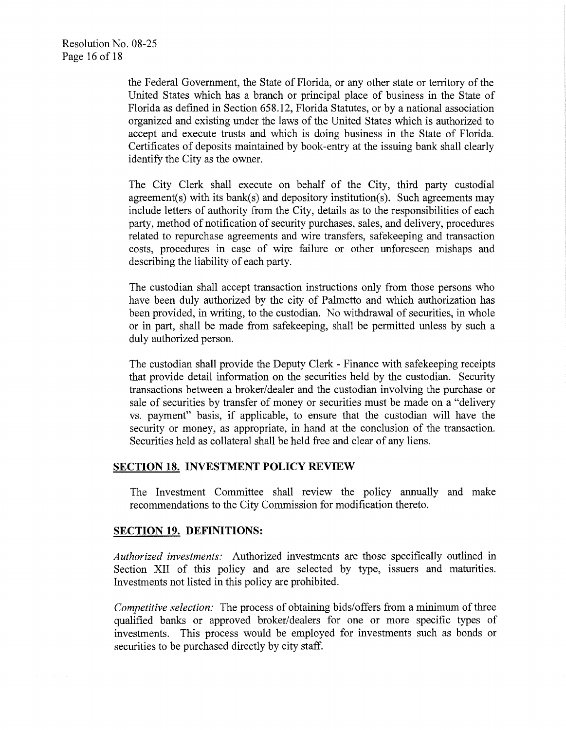the Federal Government, the State of Florida, or any other state or territory of the United States which has a branch or principal place of business in the State of Florida as defined in Section 658.12, Florida Statutes, or by a national association organized and existing under the laws of the United States which is authorized to accept and execute trusts and which is doing business in the State of Florida. Certificates of deposits maintained by book-entry at the issuing bank shall clearly identify the City as the owner.

The City Clerk shall execute on behalf of the City, third party custodial agreement(s) with its bank(s) and depository institution(s). Such agreements may include letters of authority from the City, details as to the responsibilities of each party, method of notification of security purchases, sales, and delivery, procedures related to repurchase agreements and wire transfers, safekeeping and transaction costs, procedures in case of wire failure or other unforeseen mishaps and describing the liability of each party.

The custodian shall accept transaction instructions only from those persons who have been duly authorized by the city of Palmetto and which authorization has been provided, in writing, to the custodian. No withdrawal of securities, in whole or in part, shall be made from safekeeping, shall be permitted unless by such a duly authorized person.

The custodian shall provide the Deputy Clerk - Finance with safekeeping receipts that provide detail information on the securities held by the custodian. Security transactions between a broker/dealer and the custodian involving the purchase or sale of securities by transfer of money or securities must be made on a "delivery vs. payment" basis, if applicable, to ensure that the custodian will have the security or money, as appropriate, in hand at the conclusion of the transaction. Securities held as collateral shall be held free and clear of any liens.

## SECTION 18. INVESTMENT POLICY REVIEW

The Investment Committee shall review the policy annually and make recommendations to the City Commission for modification thereto.

## SECTION 19. DEFINITIONS:

*Authorized investments:* Authorized investments are those specifically outlined in Section XII of this policy and are selected by type, issuers and maturities. Investments not listed in this policy are prohibited.

*Competitive selection:* The process of obtaining bids/offers from a minimum of three qualified banks or approved broker/dealers for one or more specific types of investments. This process would be employed for investments such as bonds or securities to be purchased directly by city staff.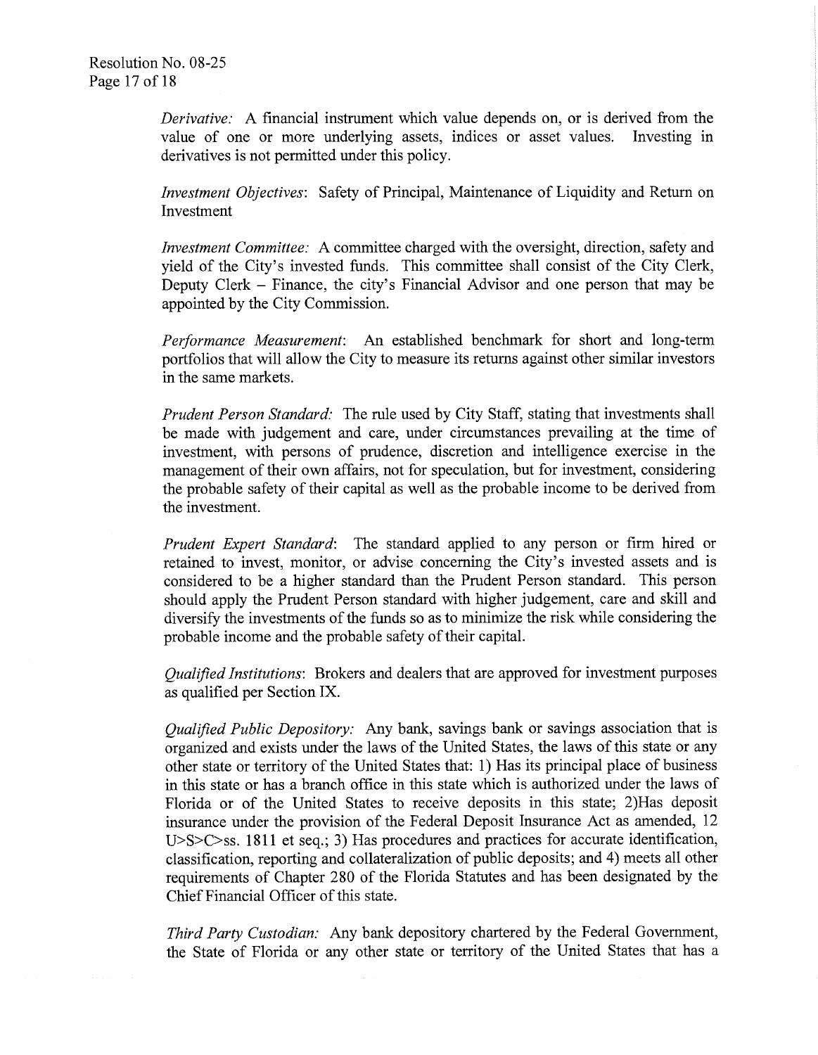*Derivative:* A financial instrument which value depends on, or is derived from the value of one or more underlying assets, indices or asset values. Investing in derivatives is not permitted under this policy.

*Investment Objectives*: Safety of Principal, Maintenance of Liquidity and Return on Investment

*Investment Committee:* A committee charged with the oversight, direction, safety and yield of the City's invested funds. This committee shall consist of the City Clerk, Deputy Clerk – Finance, the city's Financial Advisor and one person that may be appointed by the City Commission.

*Performance Measurement*: An established benchmark for short and long-term portfolios that will allow the City to measure its returns against other similar investors in the same markets.

*Prudent Person Standard:* The rule used by City Staff, stating that investments shall be made with judgement and care, under circumstances prevailing at the time of investment, with persons of prudence, discretion and intelligence exercise in the management of their own affairs, not for speculation, but for investment, considering the probable safety of their capital as well as the probable income to be derived from the investment.

*Prudent Expert Standard*: The standard applied to any person or firm hired or retained to invest, monitor, or advise concerning the City's invested assets and is considered to be a higher standard than the Prudent Person standard. This person should apply the Prudent Person standard with higher judgement, care and skill and diversify the investments of the funds so as to minimize the risk while considering the probable income and the probable safety of their capital.

*Qualified Institutions*: Brokers and dealers that are approved for investment purposes as qualified per Section IX.

*Qualified Public Depository:* Any bank, savings bank or savings association that is organized and exists under the laws of the United States, the laws of this state or any other state or territory of the United States that: 1) Has its principal place of business in this state or has a branch office in this state which is authorized under the laws of Florida or of the United States to receive deposits in this state; 2)Has deposit insurance under the provision of the Federal Deposit Insurance Act as amended, 12 U>S>C>ss. 1811 et seq.; 3) Has procedures and practices for accurate identification, classification, reporting and collateralization of public deposits; and 4) meets all other requirements of Chapter 280 of the Florida Statutes and has been designated by the Chief Financial Officer of this state.

*Third Party Custodian:* Any bank depository chartered by the Federal Government, the State of Florida or any other state or territory of the United States that has a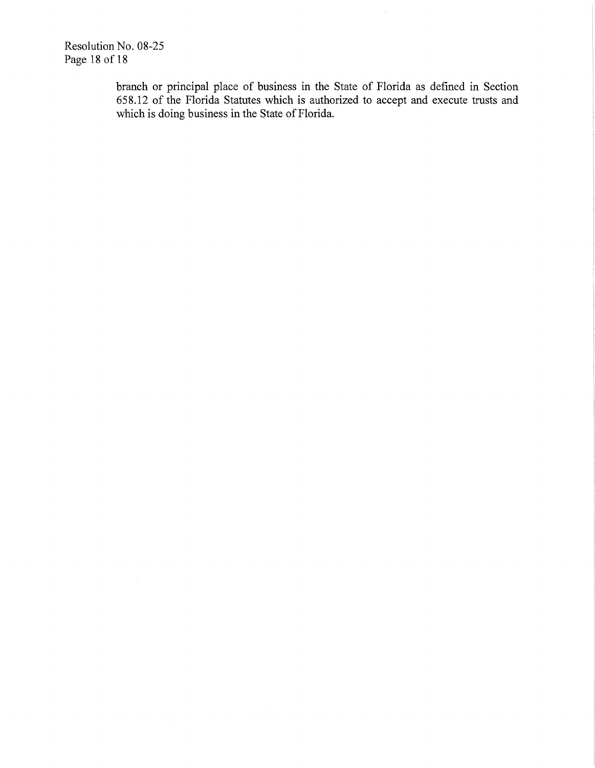branch or principal place of business in the State of Florida as defined in Section 658.12 of the Florida Statutes which is authorized to accept and execute trusts and which is doing business in the State of Florida.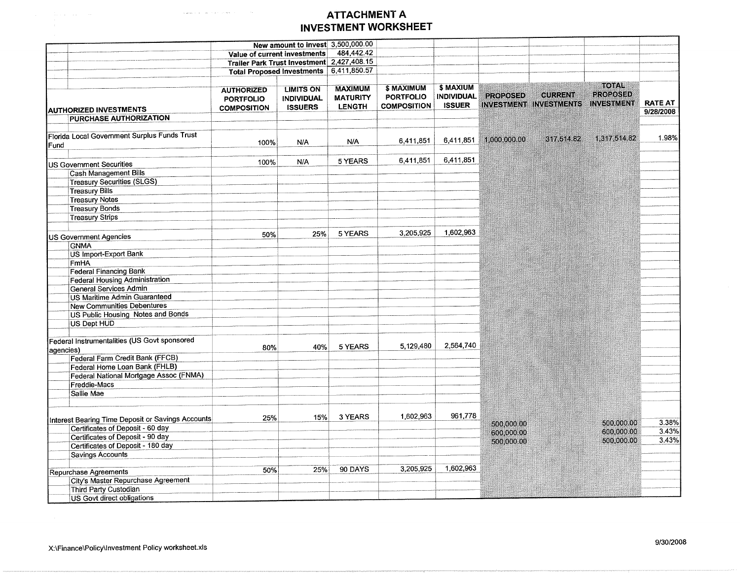# ATTACHMENT A
# INVESTMENT WORKSHEET

| | |
|---|---|
| New amount to invest | 3,500,000.00 |
| Value of current investments | 484,442.42 |
| Trailer Park Trust Investment | 2,427,408.15 |
| Total Proposed Investments | 6,411,850.57 |

| AUTHORIZED INVESTMENTS | AUTHORIZED PORTFOLIO COMPOSITION | LIMITS ON INDIVIDUAL ISSUERS | MAXIMUM MATURITY LENGTH | $ MAXIMUM PORTFOLIO COMPOSITION | $ MAXIUM INDIVIDUAL ISSUER | PROPOSED INVESTMENT | CURRENT INVESTMENTS | TOTAL PROPOSED INVESTMENT | RATE AT 9/28/2008 |
|---|---|---|---|---|---|---|---|---|---|
| PURCHASE AUTHORIZATION | | | | | | | | | |
| Florida Local Government Surplus Funds Trust Fund | 100% | N/A | N/A | 6,411,851 | 6,411,851 | 1,000,000.00 | 317,514.82 | 1,317,514.82 | 1.98% |
| US Government Securities | 100% | N/A | 5 YEARS | 6,411,851 | 6,411,851 | | | | |
| Cash Management Bills | | | | | | | | | |
| Treasury Securities (SLGS) | | | | | | | | | |
| Treasury Bills | | | | | | | | | |
| Treasury Notes | | | | | | | | | |
| Treasury Bonds | | | | | | | | | |
| Treasury Strips | | | | | | | | | |
| US Government Agencies | 50% | 25% | 5 YEARS | 3,205,925 | 1,602,963 | | | | |
| GNMA | | | | | | | | | |
| US Import-Export Bank | | | | | | | | | |
| FmHA | | | | | | | | | |
| Federal Financing Bank | | | | | | | | | |
| Federal Housing Administration | | | | | | | | | |
| General Services Admin | | | | | | | | | |
| US Maritime Admin Guaranteed | | | | | | | | | |
| New Communities Debentures | | | | | | | | | |
| US Public Housing Notes and Bonds | | | | | | | | | |
| US Dept HUD | | | | | | | | | |
| Federal Instrumentalities (US Govt sponsored agencies) | 80% | 40% | 5 YEARS | 5,129,480 | 2,564,740 | | | | |
| Federal Farm Credit Bank (FFCB) | | | | | | | | | |
| Federal Home Loan Bank (FHLB) | | | | | | | | | |
| Federal National Mortgage Assoc (FNMA) | | | | | | | | | |
| Freddie-Macs | | | | | | | | | |
| Sallie Mae | | | | | | | | | |
| Interest Bearing Time Deposit or Savings Accounts | 25% | 15% | 3 YEARS | 1,602,963 | 961,778 | | | | |
| Certificates of Deposit - 60 day | | | | | | 500,000.00 | | 500,000.00 | 3.38% |
| Certificates of Deposit - 90 day | | | | | | 600,000.00 | | 600,000.00 | 3.43% |
| Certificates of Deposit - 180 day | | | | | | 500,000.00 | | 500,000.00 | 3.43% |
| Savings Accounts | | | | | | | | | |
| Repurchase Agreements | 50% | 25% | 90 DAYS | 3,205,925 | 1,602,963 | | | | |
| City's Master Repurchase Agreement | | | | | | | | | |
| Third Party Custodian | | | | | | | | | |
| US Govt direct obligations | | | | | | | | | |

X:\Finance\Policy\Investment Policy worksheet.xls

9/30/2008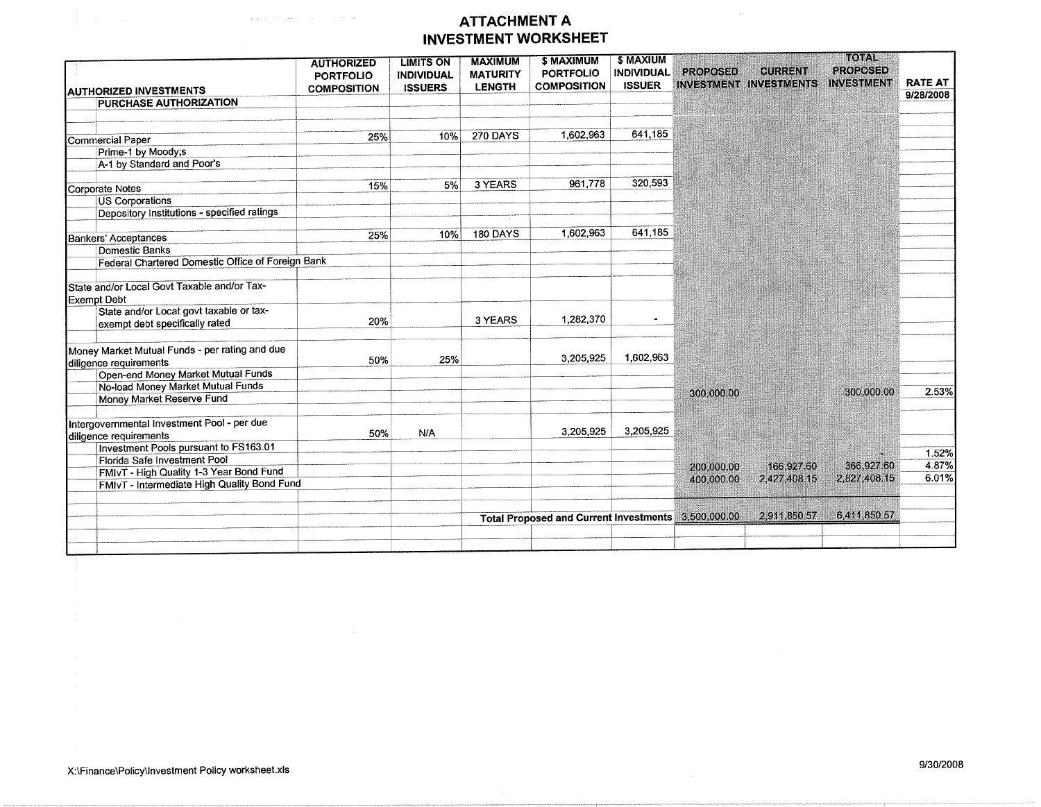# ATTACHMENT A
## INVESTMENT WORKSHEET

| AUTHORIZED INVESTMENTS | AUTHORIZED PORTFOLIO COMPOSITION | LIMITS ON INDIVIDUAL ISSUERS | MAXIMUM MATURITY LENGTH | $ MAXIMUM PORTFOLIO COMPOSITION | $ MAXIUM INDIVIDUAL ISSUER | PROPOSED INVESTMENT | CURRENT INVESTMENTS | TOTAL PROPOSED INVESTMENT | RATE AT 9/28/2008 |
|---|---|---|---|---|---|---|---|---|---|
| PURCHASE AUTHORIZATION | | | | | | | | | |
| Commercial Paper | 25% | 10% | 270 DAYS | 1,602,963 | 641,185 | | | | |
| Prime-1 by Moody;s | | | | | | | | | |
| A-1 by Standard and Poor's | | | | | | | | | |
| Corporate Notes | 15% | 5% | 3 YEARS | 961,778 | 320,593 | | | | |
| US Corporations | | | | | | | | | |
| Depository Institutions - specified ratings | | | | | | | | | |
| Bankers' Acceptances | 25% | 10% | 180 DAYS | 1,602,963 | 641,185 | | | | |
| Domestic Banks | | | | | | | | | |
| Federal Chartered Domestic Office of Foreign Bank | | | | | | | | | |
| State and/or Local Govt Taxable and/or Tax-Exempt Debt | | | | | | | | | |
| State and/or Locat govt taxable or tax-exempt debt specifically rated | 20% | | 3 YEARS | 1,282,370 | - | | | | |
| Money Market Mutual Funds - per rating and due diligence requirements | 50% | 25% | | 3,205,925 | 1,602,963 | | | | |
| Open-end Money Market Mutual Funds | | | | | | | | | |
| No-load Money Market Mutual Funds | | | | | | | | | |
| Money Market Reserve Fund | | | | | | 300,000.00 | | 300,000.00 | 2.53% |
| Intergovernmental Investment Pool - per due diligence requirements | 50% | N/A | | 3,205,925 | 3,205,925 | | | | |
| Investment Pools pursuant to FS163.01 | | | | | | | | - | |
| Florida Safe Investment Pool | | | | | | | | | 1.52% |
| FMIvT - High Quality 1-3 Year Bond Fund | | | | | | 200,000.00 | 166,927.60 | 366,927.60 | 4.87% |
| FMIvT - Intermediate High Quality Bond Fund | | | | | | 400,000.00 | 2,427,408.15 | 2,827,408.15 | 6.01% |
| | | | Total Proposed and Current Investments | | | 3,500,000.00 | 2,911,850.57 | 6,411,850.57 | |

X:\Finance\Policy\Investment Policy worksheet.xls

9/30/2008